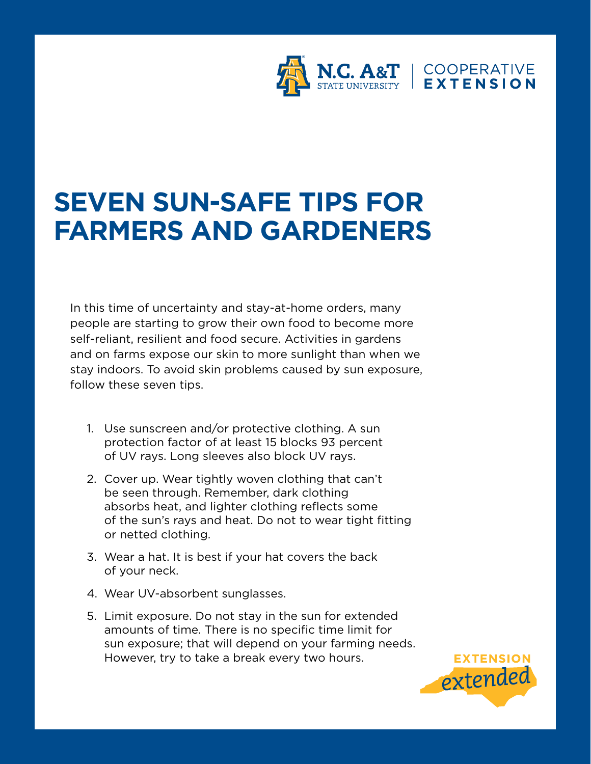N.C. A&T STATE UNIVERSITY | COOPERATIVE EXTENSION

# SEVEN SUN-SAFE TIPS FOR FARMERS AND GARDENERS

In this time of uncertainty and stay-at-home orders, many people are starting to grow their own food to become more self-reliant, resilient and food secure. Activities in gardens and on farms expose our skin to more sunlight than when we stay indoors. To avoid skin problems caused by sun exposure, follow these seven tips.

1. Use sunscreen and/or protective clothing. A sun protection factor of at least 15 blocks 93 percent of UV rays. Long sleeves also block UV rays.
2. Cover up. Wear tightly woven clothing that can't be seen through. Remember, dark clothing absorbs heat, and lighter clothing reflects some of the sun's rays and heat. Do not to wear tight fitting or netted clothing.
3. Wear a hat. It is best if your hat covers the back of your neck.
4. Wear UV-absorbent sunglasses.
5. Limit exposure. Do not stay in the sun for extended amounts of time. There is no specific time limit for sun exposure; that will depend on your farming needs. However, try to take a break every two hours.

EXTENSION *extended*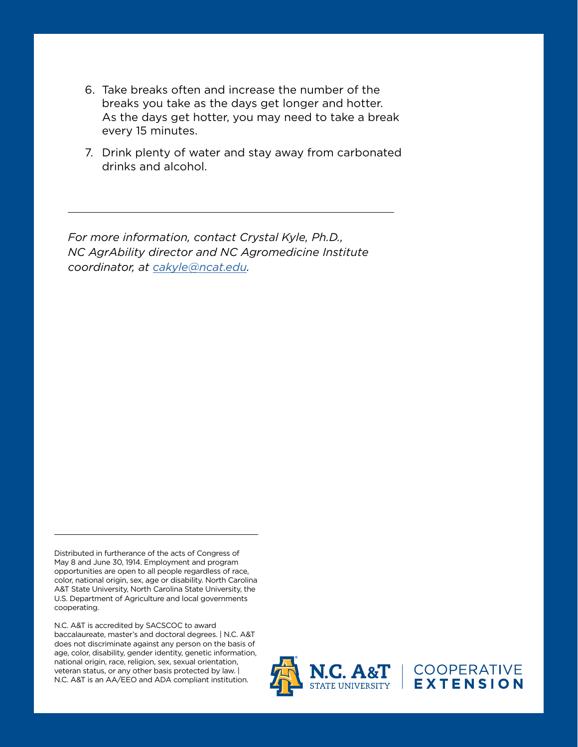6. Take breaks often and increase the number of the breaks you take as the days get longer and hotter. As the days get hotter, you may need to take a break every 15 minutes.
7. Drink plenty of water and stay away from carbonated drinks and alcohol.

---

*For more information, contact Crystal Kyle, Ph.D., NC AgrAbility director and NC Agromedicine Institute coordinator, at [cakyle@ncat.edu](mailto:cakyle@ncat.edu).*

---

Distributed in furtherance of the acts of Congress of May 8 and June 30, 1914. Employment and program opportunities are open to all people regardless of race, color, national origin, sex, age or disability. North Carolina A&T State University, North Carolina State University, the U.S. Department of Agriculture and local governments cooperating.

N.C. A&T is accredited by SACSCOC to award baccalaureate, master's and doctoral degrees. | N.C. A&T does not discriminate against any person on the basis of age, color, disability, gender identity, genetic information, national origin, race, religion, sex, sexual orientation, veteran status, or any other basis protected by law. | N.C. A&T is an AA/EEO and ADA compliant institution.

N.C. A&T STATE UNIVERSITY | COOPERATIVE EXTENSION